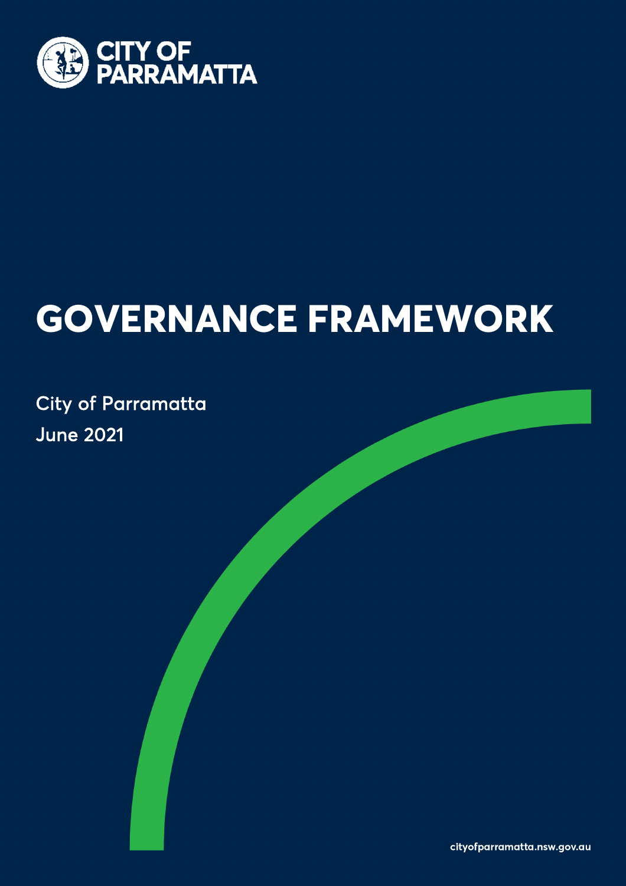CITY OF PARRAMATTA

# GOVERNANCE FRAMEWORK

City of Parramatta
June 2021

cityofparramatta.nsw.gov.au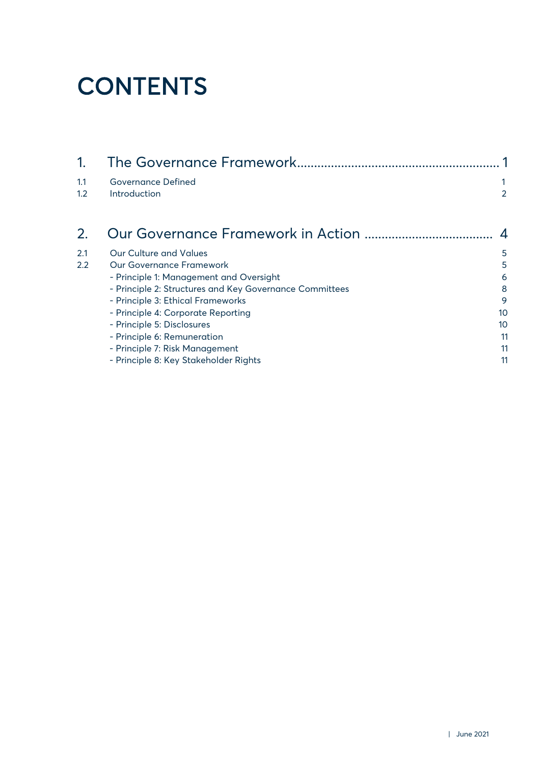# CONTENTS

| | | |
|---|---|---|
| 1. | The Governance Framework | 1 |
| 1.1 | Governance Defined | 1 |
| 1.2 | Introduction | 2 |
| 2. | Our Governance Framework in Action | 4 |
| 2.1 | Our Culture and Values | 5 |
| 2.2 | Our Governance Framework | 5 |
| | - Principle 1: Management and Oversight | 6 |
| | - Principle 2: Structures and Key Governance Committees | 8 |
| | - Principle 3: Ethical Frameworks | 9 |
| | - Principle 4: Corporate Reporting | 10 |
| | - Principle 5: Disclosures | 10 |
| | - Principle 6: Remuneration | 11 |
| | - Principle 7: Risk Management | 11 |
| | - Principle 8: Key Stakeholder Rights | 11 |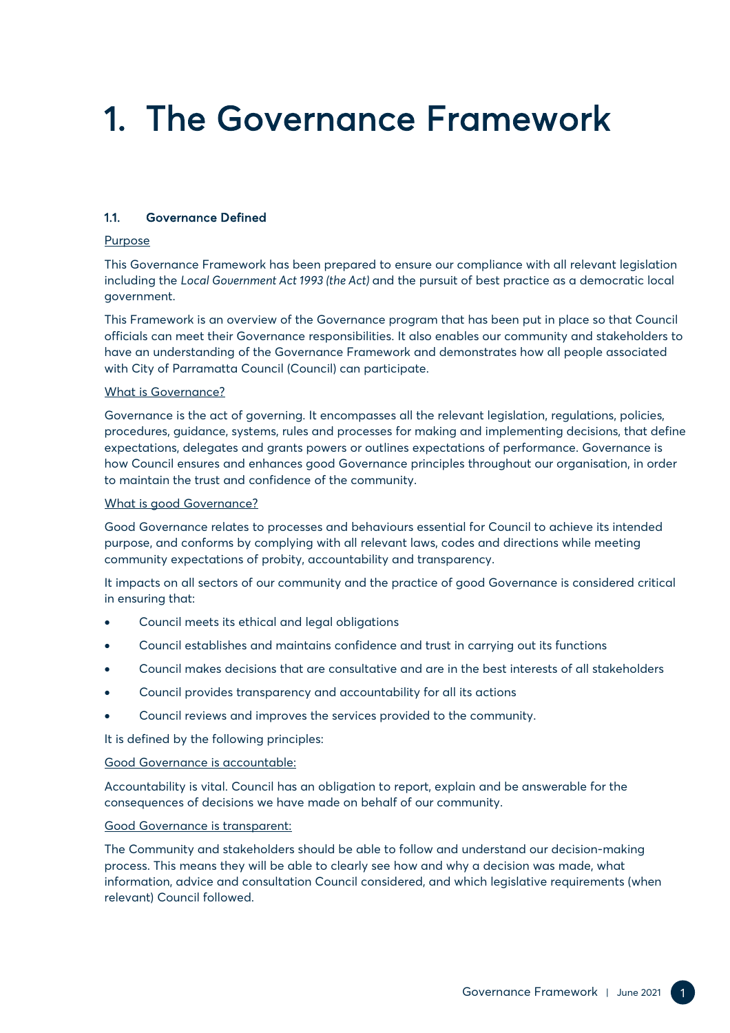# 1. The Governance Framework

### 1.1. Governance Defined

Purpose

This Governance Framework has been prepared to ensure our compliance with all relevant legislation including the *Local Government Act 1993 (the Act)* and the pursuit of best practice as a democratic local government.

This Framework is an overview of the Governance program that has been put in place so that Council officials can meet their Governance responsibilities. It also enables our community and stakeholders to have an understanding of the Governance Framework and demonstrates how all people associated with City of Parramatta Council (Council) can participate.

What is Governance?

Governance is the act of governing. It encompasses all the relevant legislation, regulations, policies, procedures, guidance, systems, rules and processes for making and implementing decisions, that define expectations, delegates and grants powers or outlines expectations of performance. Governance is how Council ensures and enhances good Governance principles throughout our organisation, in order to maintain the trust and confidence of the community.

What is good Governance?

Good Governance relates to processes and behaviours essential for Council to achieve its intended purpose, and conforms by complying with all relevant laws, codes and directions while meeting community expectations of probity, accountability and transparency.

It impacts on all sectors of our community and the practice of good Governance is considered critical in ensuring that:

- Council meets its ethical and legal obligations
- Council establishes and maintains confidence and trust in carrying out its functions
- Council makes decisions that are consultative and are in the best interests of all stakeholders
- Council provides transparency and accountability for all its actions
- Council reviews and improves the services provided to the community.

It is defined by the following principles:

Good Governance is accountable:

Accountability is vital. Council has an obligation to report, explain and be answerable for the consequences of decisions we have made on behalf of our community.

Good Governance is transparent:

The Community and stakeholders should be able to follow and understand our decision-making process. This means they will be able to clearly see how and why a decision was made, what information, advice and consultation Council considered, and which legislative requirements (when relevant) Council followed.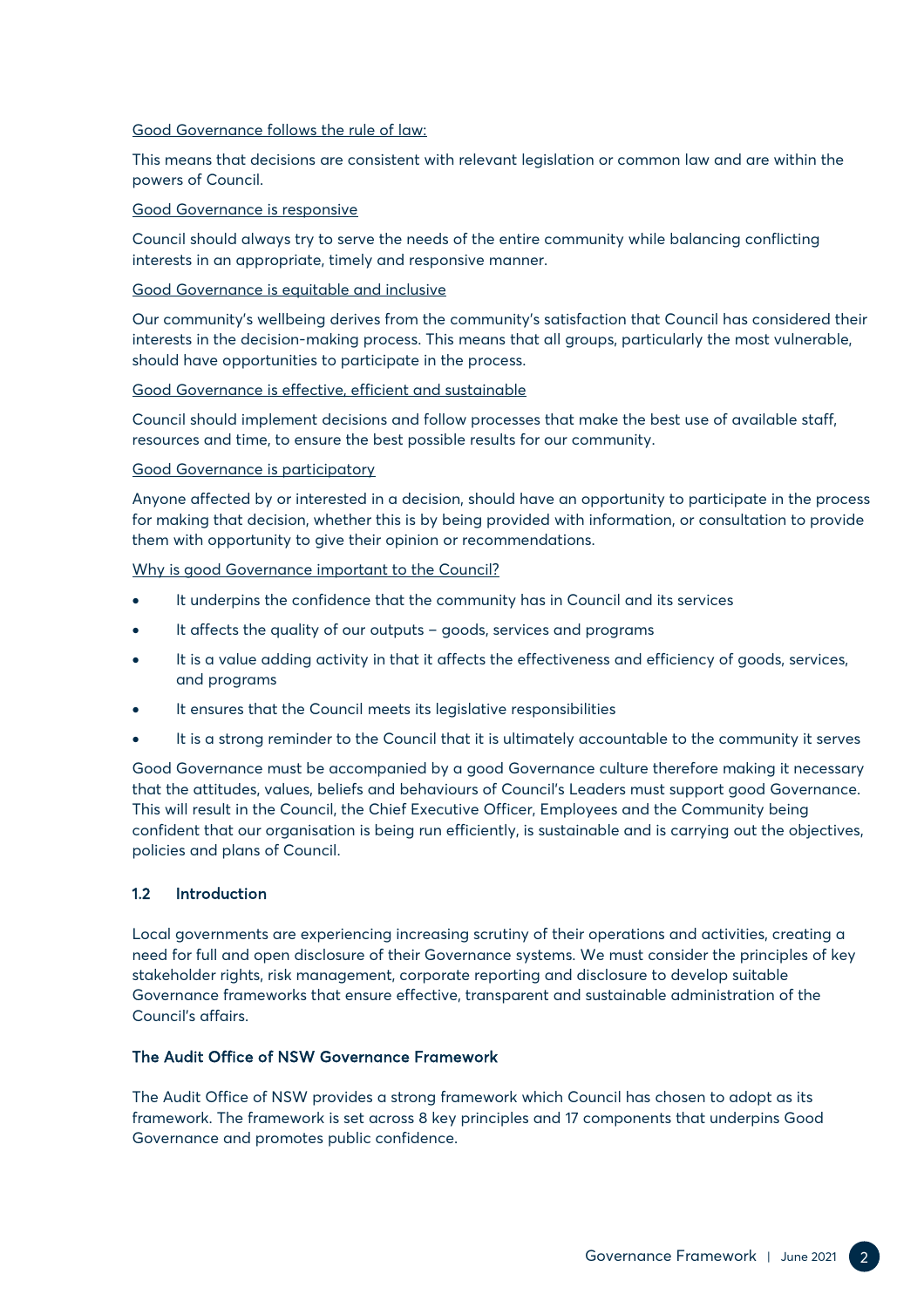Good Governance follows the rule of law:

This means that decisions are consistent with relevant legislation or common law and are within the powers of Council.

Good Governance is responsive

Council should always try to serve the needs of the entire community while balancing conflicting interests in an appropriate, timely and responsive manner.

Good Governance is equitable and inclusive

Our community's wellbeing derives from the community's satisfaction that Council has considered their interests in the decision-making process. This means that all groups, particularly the most vulnerable, should have opportunities to participate in the process.

Good Governance is effective, efficient and sustainable

Council should implement decisions and follow processes that make the best use of available staff, resources and time, to ensure the best possible results for our community.

Good Governance is participatory

Anyone affected by or interested in a decision, should have an opportunity to participate in the process for making that decision, whether this is by being provided with information, or consultation to provide them with opportunity to give their opinion or recommendations.

Why is good Governance important to the Council?

- It underpins the confidence that the community has in Council and its services
- It affects the quality of our outputs – goods, services and programs
- It is a value adding activity in that it affects the effectiveness and efficiency of goods, services, and programs
- It ensures that the Council meets its legislative responsibilities
- It is a strong reminder to the Council that it is ultimately accountable to the community it serves

Good Governance must be accompanied by a good Governance culture therefore making it necessary that the attitudes, values, beliefs and behaviours of Council's Leaders must support good Governance. This will result in the Council, the Chief Executive Officer, Employees and the Community being confident that our organisation is being run efficiently, is sustainable and is carrying out the objectives, policies and plans of Council.

### 1.2 Introduction

Local governments are experiencing increasing scrutiny of their operations and activities, creating a need for full and open disclosure of their Governance systems. We must consider the principles of key stakeholder rights, risk management, corporate reporting and disclosure to develop suitable Governance frameworks that ensure effective, transparent and sustainable administration of the Council's affairs.

### The Audit Office of NSW Governance Framework

The Audit Office of NSW provides a strong framework which Council has chosen to adopt as its framework. The framework is set across 8 key principles and 17 components that underpins Good Governance and promotes public confidence.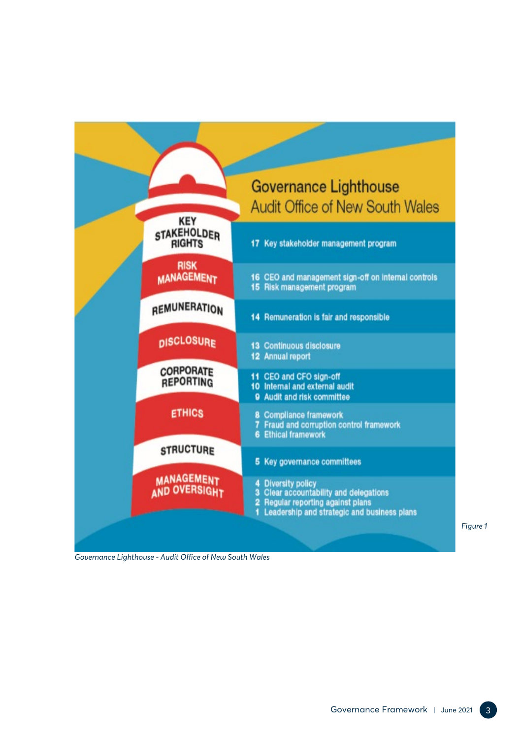# Governance Lighthouse
## Audit Office of New South Wales

| Pillar | Elements |
| --- | --- |
| KEY STAKEHOLDER RIGHTS | 17 Key stakeholder management program |
| RISK MANAGEMENT | 16 CEO and management sign-off on internal controls<br>15 Risk management program |
| REMUNERATION | 14 Remuneration is fair and responsible |
| DISCLOSURE | 13 Continuous disclosure<br>12 Annual report |
| CORPORATE REPORTING | 11 CEO and CFO sign-off<br>10 Internal and external audit<br>9 Audit and risk committee |
| ETHICS | 8 Compliance framework<br>7 Fraud and corruption control framework<br>6 Ethical framework |
| STRUCTURE | 5 Key governance committees |
| MANAGEMENT AND OVERSIGHT | 4 Diversity policy<br>3 Clear accountability and delegations<br>2 Regular reporting against plans<br>1 Leadership and strategic and business plans |

*Figure 1*

*Governance Lighthouse - Audit Office of New South Wales*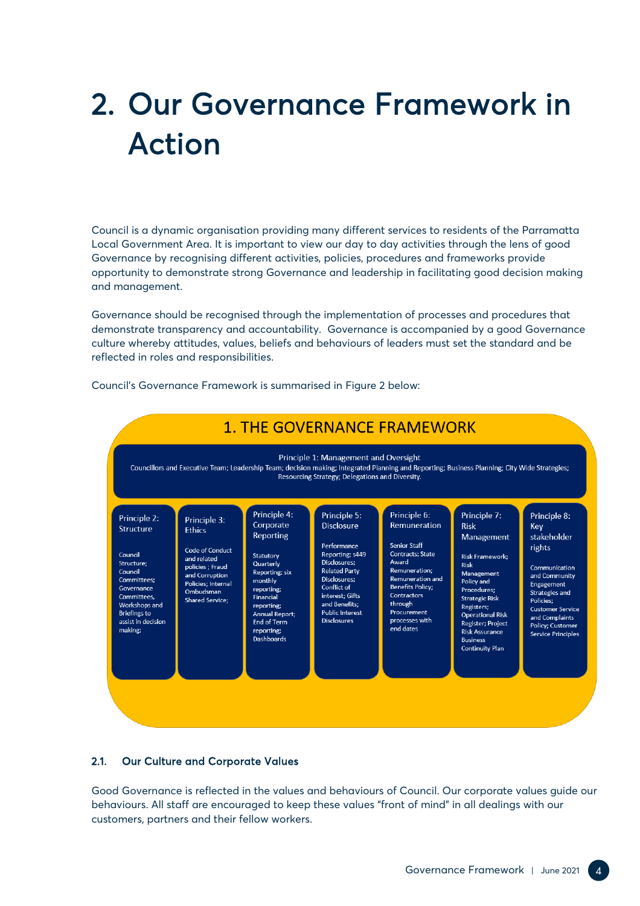# 2. Our Governance Framework in Action

Council is a dynamic organisation providing many different services to residents of the Parramatta Local Government Area. It is important to view our day to day activities through the lens of good Governance by recognising different activities, policies, procedures and frameworks provide opportunity to demonstrate strong Governance and leadership in facilitating good decision making and management.

Governance should be recognised through the implementation of processes and procedures that demonstrate transparency and accountability. Governance is accompanied by a good Governance culture whereby attitudes, values, beliefs and behaviours of leaders must set the standard and be reflected in roles and responsibilities.

Council's Governance Framework is summarised in Figure 2 below:

**1. THE GOVERNANCE FRAMEWORK**

**Principle 1: Management and Oversight**
Councillors and Executive Team; Leadership Team; decision making; Integrated Planning and Reporting; Business Planning; City Wide Strategies; Resourcing Strategy; Delegations and Diversity.

| Principle 2: Structure | Principle 3: Ethics | Principle 4: Corporate Reporting | Principle 5: Disclosure | Principle 6: Remuneration | Principle 7: Risk Management | Principle 8: Key stakeholder rights |
| --- | --- | --- | --- | --- | --- | --- |
| Council Structure; Council Committees; Governance Committees, Workshops and Briefings to assist in decision making; | Code of Conduct and related policies ; Fraud and Corruption Policies; Internal Ombudsman Shared Service; | Statutory Quarterly Reporting; six monthly reporting; Financial reporting; Annual Report; End of Term reporting; Dashboards | Performance Reporting; s449 Disclosures; Related Party Disclosures; Conflict of interest; Gifts and Benefits; Public Interest Disclosures | Senior Staff Contracts; State Award Remuneration; Remuneration and Benefits Policy; Contractors through Procurement processes with end dates | Risk Framework; Risk Management Policy and Procedures; Strategic Risk Registers; Operational Risk Register; Project Risk Assurance Business Continuity Plan | Communication and Community Engagement Strategies and Policies; Customer Service and Complaints Policy; Customer Service Principles |

### 2.1. Our Culture and Corporate Values

Good Governance is reflected in the values and behaviours of Council. Our corporate values guide our behaviours. All staff are encouraged to keep these values "front of mind" in all dealings with our customers, partners and their fellow workers.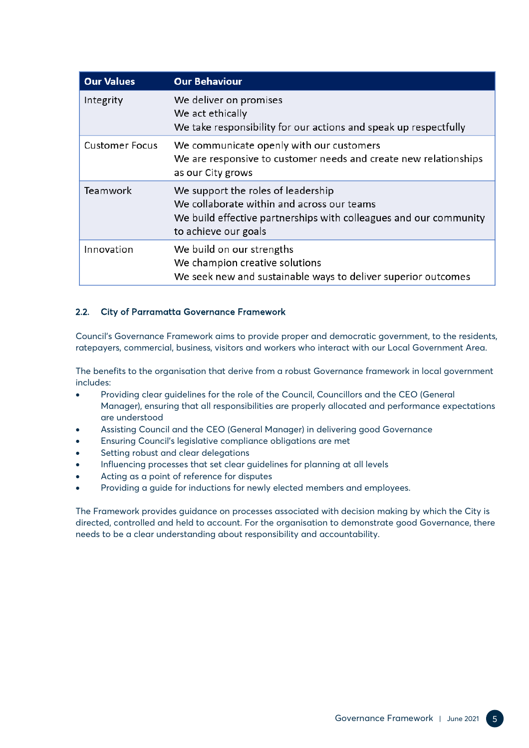| Our Values | Our Behaviour |
| --- | --- |
| Integrity | We deliver on promises<br>We act ethically<br>We take responsibility for our actions and speak up respectfully |
| Customer Focus | We communicate openly with our customers<br>We are responsive to customer needs and create new relationships as our City grows |
| Teamwork | We support the roles of leadership<br>We collaborate within and across our teams<br>We build effective partnerships with colleagues and our community to achieve our goals |
| Innovation | We build on our strengths<br>We champion creative solutions<br>We seek new and sustainable ways to deliver superior outcomes |

## 2.2. City of Parramatta Governance Framework

Council's Governance Framework aims to provide proper and democratic government, to the residents, ratepayers, commercial, business, visitors and workers who interact with our Local Government Area.

The benefits to the organisation that derive from a robust Governance framework in local government includes:

- Providing clear guidelines for the role of the Council, Councillors and the CEO (General Manager), ensuring that all responsibilities are properly allocated and performance expectations are understood
- Assisting Council and the CEO (General Manager) in delivering good Governance
- Ensuring Council's legislative compliance obligations are met
- Setting robust and clear delegations
- Influencing processes that set clear guidelines for planning at all levels
- Acting as a point of reference for disputes
- Providing a guide for inductions for newly elected members and employees.

The Framework provides guidance on processes associated with decision making by which the City is directed, controlled and held to account. For the organisation to demonstrate good Governance, there needs to be a clear understanding about responsibility and accountability.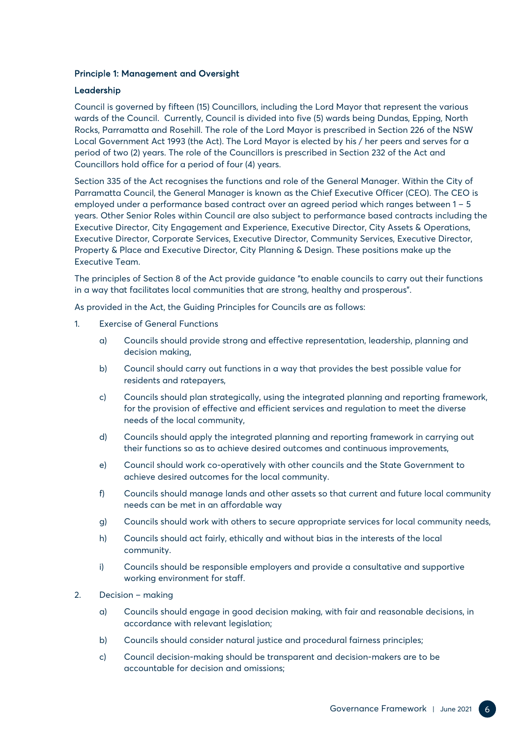### Principle 1: Management and Oversight

#### Leadership

Council is governed by fifteen (15) Councillors, including the Lord Mayor that represent the various wards of the Council. Currently, Council is divided into five (5) wards being Dundas, Epping, North Rocks, Parramatta and Rosehill. The role of the Lord Mayor is prescribed in Section 226 of the NSW Local Government Act 1993 (the Act). The Lord Mayor is elected by his / her peers and serves for a period of two (2) years. The role of the Councillors is prescribed in Section 232 of the Act and Councillors hold office for a period of four (4) years.

Section 335 of the Act recognises the functions and role of the General Manager. Within the City of Parramatta Council, the General Manager is known as the Chief Executive Officer (CEO). The CEO is employed under a performance based contract over an agreed period which ranges between 1 – 5 years. Other Senior Roles within Council are also subject to performance based contracts including the Executive Director, City Engagement and Experience, Executive Director, City Assets & Operations, Executive Director, Corporate Services, Executive Director, Community Services, Executive Director, Property & Place and Executive Director, City Planning & Design. These positions make up the Executive Team.

The principles of Section 8 of the Act provide guidance "to enable councils to carry out their functions in a way that facilitates local communities that are strong, healthy and prosperous".

As provided in the Act, the Guiding Principles for Councils are as follows:

1. Exercise of General Functions
   - a) Councils should provide strong and effective representation, leadership, planning and decision making,
   - b) Council should carry out functions in a way that provides the best possible value for residents and ratepayers,
   - c) Councils should plan strategically, using the integrated planning and reporting framework, for the provision of effective and efficient services and regulation to meet the diverse needs of the local community,
   - d) Councils should apply the integrated planning and reporting framework in carrying out their functions so as to achieve desired outcomes and continuous improvements,
   - e) Council should work co-operatively with other councils and the State Government to achieve desired outcomes for the local community.
   - f) Councils should manage lands and other assets so that current and future local community needs can be met in an affordable way
   - g) Councils should work with others to secure appropriate services for local community needs,
   - h) Councils should act fairly, ethically and without bias in the interests of the local community.
   - i) Councils should be responsible employers and provide a consultative and supportive working environment for staff.
2. Decision – making
   - a) Councils should engage in good decision making, with fair and reasonable decisions, in accordance with relevant legislation;
   - b) Councils should consider natural justice and procedural fairness principles;
   - c) Council decision-making should be transparent and decision-makers are to be accountable for decision and omissions;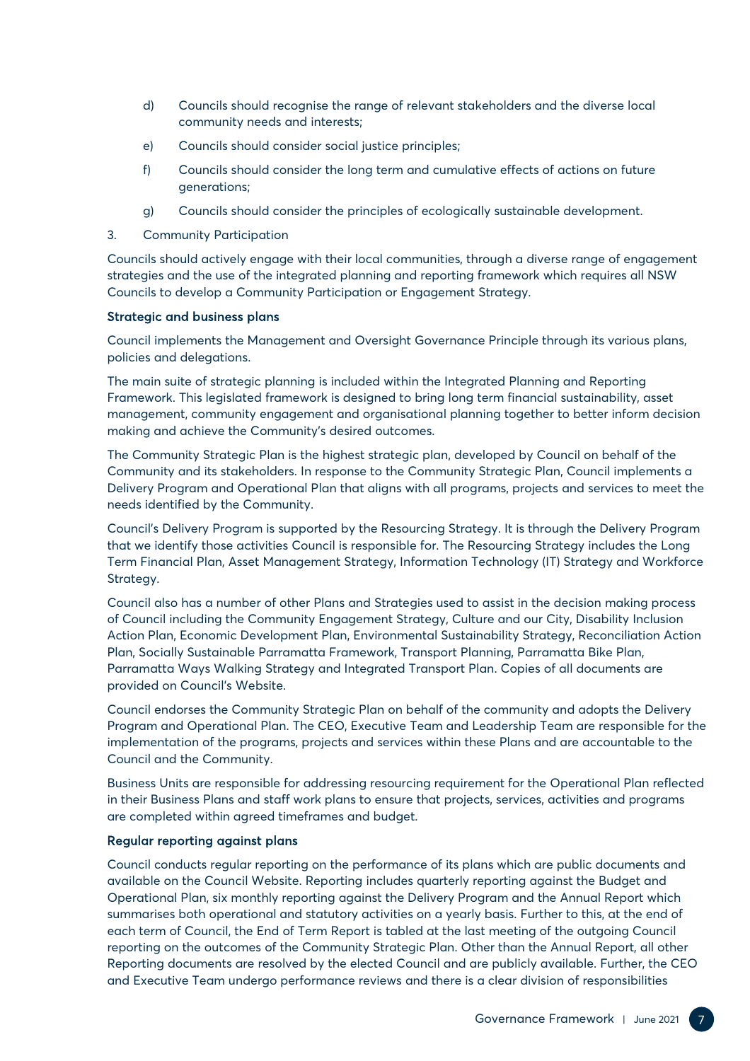d) Councils should recognise the range of relevant stakeholders and the diverse local community needs and interests;

e) Councils should consider social justice principles;

f) Councils should consider the long term and cumulative effects of actions on future generations;

g) Councils should consider the principles of ecologically sustainable development.

3. Community Participation

Councils should actively engage with their local communities, through a diverse range of engagement strategies and the use of the integrated planning and reporting framework which requires all NSW Councils to develop a Community Participation or Engagement Strategy.

**Strategic and business plans**

Council implements the Management and Oversight Governance Principle through its various plans, policies and delegations.

The main suite of strategic planning is included within the Integrated Planning and Reporting Framework. This legislated framework is designed to bring long term financial sustainability, asset management, community engagement and organisational planning together to better inform decision making and achieve the Community's desired outcomes.

The Community Strategic Plan is the highest strategic plan, developed by Council on behalf of the Community and its stakeholders. In response to the Community Strategic Plan, Council implements a Delivery Program and Operational Plan that aligns with all programs, projects and services to meet the needs identified by the Community.

Council's Delivery Program is supported by the Resourcing Strategy. It is through the Delivery Program that we identify those activities Council is responsible for. The Resourcing Strategy includes the Long Term Financial Plan, Asset Management Strategy, Information Technology (IT) Strategy and Workforce Strategy.

Council also has a number of other Plans and Strategies used to assist in the decision making process of Council including the Community Engagement Strategy, Culture and our City, Disability Inclusion Action Plan, Economic Development Plan, Environmental Sustainability Strategy, Reconciliation Action Plan, Socially Sustainable Parramatta Framework, Transport Planning, Parramatta Bike Plan, Parramatta Ways Walking Strategy and Integrated Transport Plan. Copies of all documents are provided on Council's Website.

Council endorses the Community Strategic Plan on behalf of the community and adopts the Delivery Program and Operational Plan. The CEO, Executive Team and Leadership Team are responsible for the implementation of the programs, projects and services within these Plans and are accountable to the Council and the Community.

Business Units are responsible for addressing resourcing requirement for the Operational Plan reflected in their Business Plans and staff work plans to ensure that projects, services, activities and programs are completed within agreed timeframes and budget.

**Regular reporting against plans**

Council conducts regular reporting on the performance of its plans which are public documents and available on the Council Website. Reporting includes quarterly reporting against the Budget and Operational Plan, six monthly reporting against the Delivery Program and the Annual Report which summarises both operational and statutory activities on a yearly basis. Further to this, at the end of each term of Council, the End of Term Report is tabled at the last meeting of the outgoing Council reporting on the outcomes of the Community Strategic Plan. Other than the Annual Report, all other Reporting documents are resolved by the elected Council and are publicly available. Further, the CEO and Executive Team undergo performance reviews and there is a clear division of responsibilities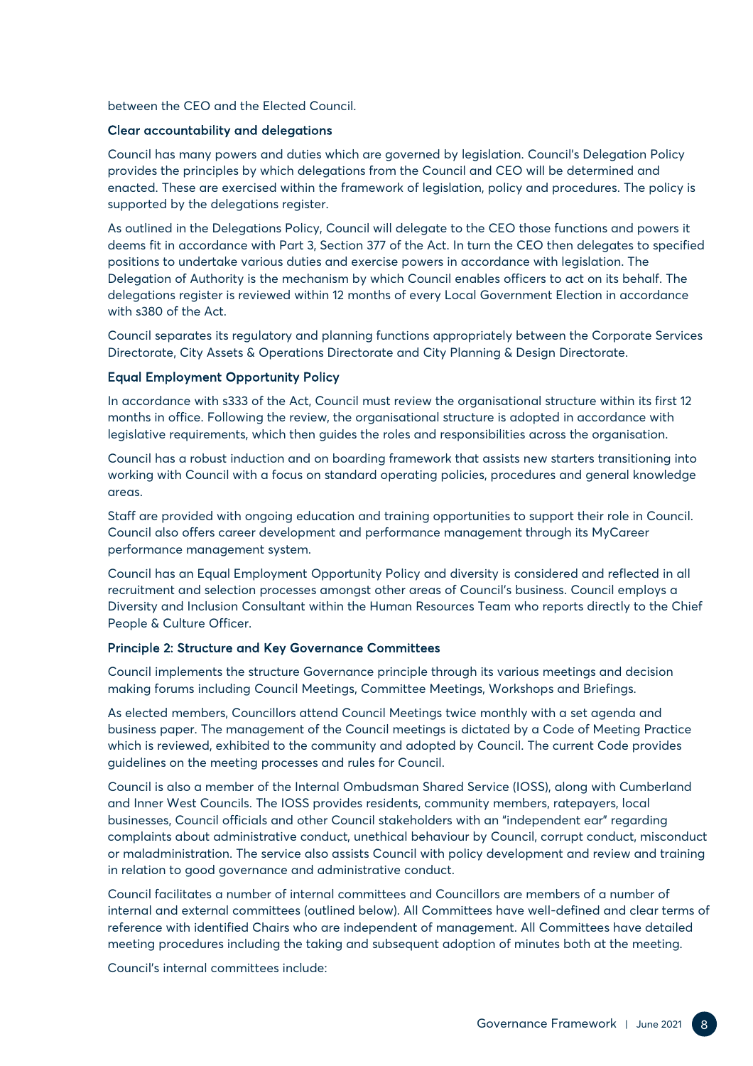between the CEO and the Elected Council.

### Clear accountability and delegations

Council has many powers and duties which are governed by legislation. Council's Delegation Policy provides the principles by which delegations from the Council and CEO will be determined and enacted. These are exercised within the framework of legislation, policy and procedures. The policy is supported by the delegations register.

As outlined in the Delegations Policy, Council will delegate to the CEO those functions and powers it deems fit in accordance with Part 3, Section 377 of the Act. In turn the CEO then delegates to specified positions to undertake various duties and exercise powers in accordance with legislation. The Delegation of Authority is the mechanism by which Council enables officers to act on its behalf. The delegations register is reviewed within 12 months of every Local Government Election in accordance with s380 of the Act.

Council separates its regulatory and planning functions appropriately between the Corporate Services Directorate, City Assets & Operations Directorate and City Planning & Design Directorate.

### Equal Employment Opportunity Policy

In accordance with s333 of the Act, Council must review the organisational structure within its first 12 months in office. Following the review, the organisational structure is adopted in accordance with legislative requirements, which then guides the roles and responsibilities across the organisation.

Council has a robust induction and on boarding framework that assists new starters transitioning into working with Council with a focus on standard operating policies, procedures and general knowledge areas.

Staff are provided with ongoing education and training opportunities to support their role in Council. Council also offers career development and performance management through its MyCareer performance management system.

Council has an Equal Employment Opportunity Policy and diversity is considered and reflected in all recruitment and selection processes amongst other areas of Council's business. Council employs a Diversity and Inclusion Consultant within the Human Resources Team who reports directly to the Chief People & Culture Officer.

### Principle 2: Structure and Key Governance Committees

Council implements the structure Governance principle through its various meetings and decision making forums including Council Meetings, Committee Meetings, Workshops and Briefings.

As elected members, Councillors attend Council Meetings twice monthly with a set agenda and business paper. The management of the Council meetings is dictated by a Code of Meeting Practice which is reviewed, exhibited to the community and adopted by Council. The current Code provides guidelines on the meeting processes and rules for Council.

Council is also a member of the Internal Ombudsman Shared Service (IOSS), along with Cumberland and Inner West Councils. The IOSS provides residents, community members, ratepayers, local businesses, Council officials and other Council stakeholders with an "independent ear" regarding complaints about administrative conduct, unethical behaviour by Council, corrupt conduct, misconduct or maladministration. The service also assists Council with policy development and review and training in relation to good governance and administrative conduct.

Council facilitates a number of internal committees and Councillors are members of a number of internal and external committees (outlined below). All Committees have well-defined and clear terms of reference with identified Chairs who are independent of management. All Committees have detailed meeting procedures including the taking and subsequent adoption of minutes both at the meeting.

Council's internal committees include: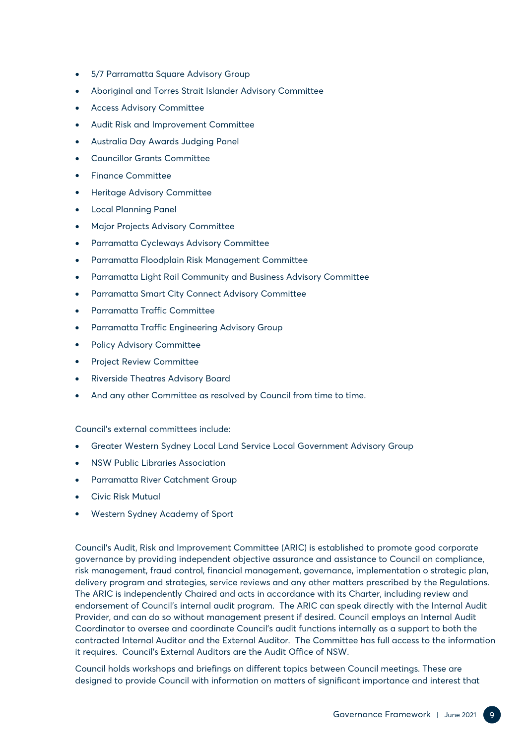- 5/7 Parramatta Square Advisory Group
- Aboriginal and Torres Strait Islander Advisory Committee
- Access Advisory Committee
- Audit Risk and Improvement Committee
- Australia Day Awards Judging Panel
- Councillor Grants Committee
- Finance Committee
- Heritage Advisory Committee
- Local Planning Panel
- Major Projects Advisory Committee
- Parramatta Cycleways Advisory Committee
- Parramatta Floodplain Risk Management Committee
- Parramatta Light Rail Community and Business Advisory Committee
- Parramatta Smart City Connect Advisory Committee
- Parramatta Traffic Committee
- Parramatta Traffic Engineering Advisory Group
- Policy Advisory Committee
- Project Review Committee
- Riverside Theatres Advisory Board
- And any other Committee as resolved by Council from time to time.

Council's external committees include:

- Greater Western Sydney Local Land Service Local Government Advisory Group
- NSW Public Libraries Association
- Parramatta River Catchment Group
- Civic Risk Mutual
- Western Sydney Academy of Sport

Council's Audit, Risk and Improvement Committee (ARIC) is established to promote good corporate governance by providing independent objective assurance and assistance to Council on compliance, risk management, fraud control, financial management, governance, implementation o strategic plan, delivery program and strategies, service reviews and any other matters prescribed by the Regulations. The ARIC is independently Chaired and acts in accordance with its Charter, including review and endorsement of Council's internal audit program. The ARIC can speak directly with the Internal Audit Provider, and can do so without management present if desired. Council employs an Internal Audit Coordinator to oversee and coordinate Council's audit functions internally as a support to both the contracted Internal Auditor and the External Auditor. The Committee has full access to the information it requires. Council's External Auditors are the Audit Office of NSW.

Council holds workshops and briefings on different topics between Council meetings. These are designed to provide Council with information on matters of significant importance and interest that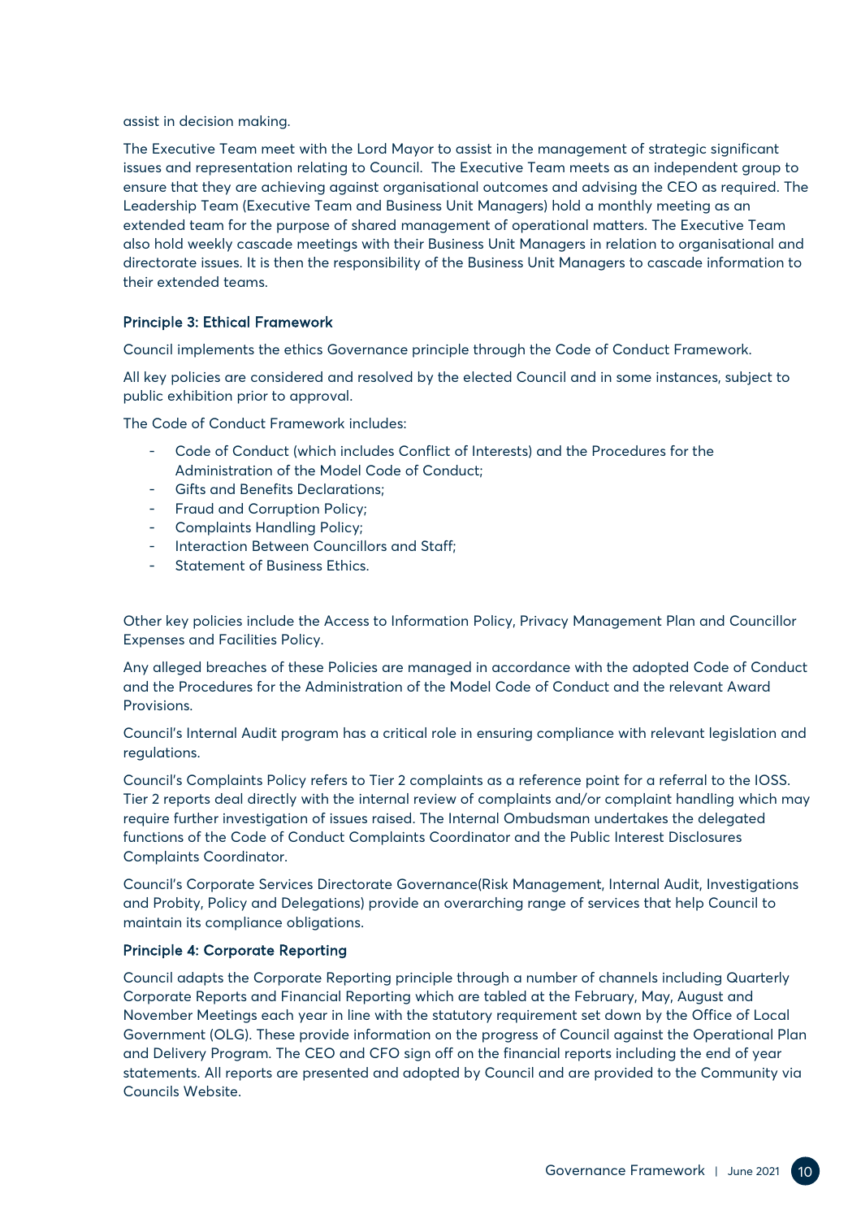assist in decision making.

The Executive Team meet with the Lord Mayor to assist in the management of strategic significant issues and representation relating to Council. The Executive Team meets as an independent group to ensure that they are achieving against organisational outcomes and advising the CEO as required. The Leadership Team (Executive Team and Business Unit Managers) hold a monthly meeting as an extended team for the purpose of shared management of operational matters. The Executive Team also hold weekly cascade meetings with their Business Unit Managers in relation to organisational and directorate issues. It is then the responsibility of the Business Unit Managers to cascade information to their extended teams.

### Principle 3: Ethical Framework

Council implements the ethics Governance principle through the Code of Conduct Framework.

All key policies are considered and resolved by the elected Council and in some instances, subject to public exhibition prior to approval.

The Code of Conduct Framework includes:

- Code of Conduct (which includes Conflict of Interests) and the Procedures for the Administration of the Model Code of Conduct;
- Gifts and Benefits Declarations;
- Fraud and Corruption Policy;
- Complaints Handling Policy;
- Interaction Between Councillors and Staff;
- Statement of Business Ethics.

Other key policies include the Access to Information Policy, Privacy Management Plan and Councillor Expenses and Facilities Policy.

Any alleged breaches of these Policies are managed in accordance with the adopted Code of Conduct and the Procedures for the Administration of the Model Code of Conduct and the relevant Award Provisions.

Council's Internal Audit program has a critical role in ensuring compliance with relevant legislation and regulations.

Council's Complaints Policy refers to Tier 2 complaints as a reference point for a referral to the IOSS. Tier 2 reports deal directly with the internal review of complaints and/or complaint handling which may require further investigation of issues raised. The Internal Ombudsman undertakes the delegated functions of the Code of Conduct Complaints Coordinator and the Public Interest Disclosures Complaints Coordinator.

Council's Corporate Services Directorate Governance(Risk Management, Internal Audit, Investigations and Probity, Policy and Delegations) provide an overarching range of services that help Council to maintain its compliance obligations.

### Principle 4: Corporate Reporting

Council adapts the Corporate Reporting principle through a number of channels including Quarterly Corporate Reports and Financial Reporting which are tabled at the February, May, August and November Meetings each year in line with the statutory requirement set down by the Office of Local Government (OLG). These provide information on the progress of Council against the Operational Plan and Delivery Program. The CEO and CFO sign off on the financial reports including the end of year statements. All reports are presented and adopted by Council and are provided to the Community via Councils Website.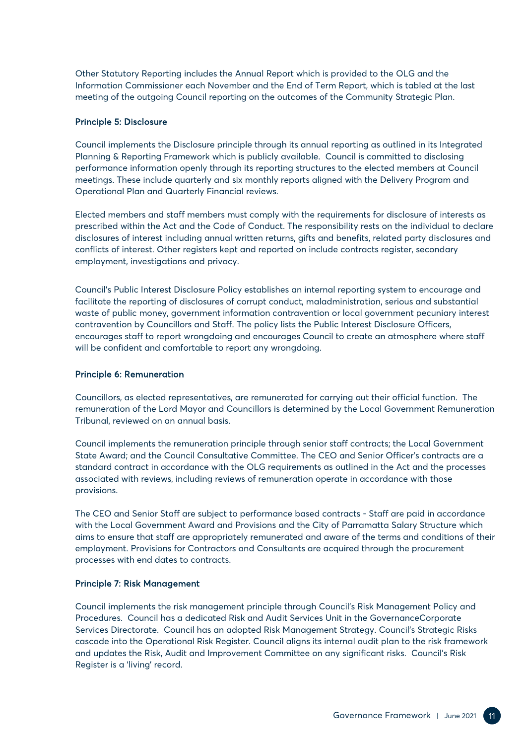Other Statutory Reporting includes the Annual Report which is provided to the OLG and the Information Commissioner each November and the End of Term Report, which is tabled at the last meeting of the outgoing Council reporting on the outcomes of the Community Strategic Plan.

### Principle 5: Disclosure

Council implements the Disclosure principle through its annual reporting as outlined in its Integrated Planning & Reporting Framework which is publicly available. Council is committed to disclosing performance information openly through its reporting structures to the elected members at Council meetings. These include quarterly and six monthly reports aligned with the Delivery Program and Operational Plan and Quarterly Financial reviews.

Elected members and staff members must comply with the requirements for disclosure of interests as prescribed within the Act and the Code of Conduct. The responsibility rests on the individual to declare disclosures of interest including annual written returns, gifts and benefits, related party disclosures and conflicts of interest. Other registers kept and reported on include contracts register, secondary employment, investigations and privacy.

Council's Public Interest Disclosure Policy establishes an internal reporting system to encourage and facilitate the reporting of disclosures of corrupt conduct, maladministration, serious and substantial waste of public money, government information contravention or local government pecuniary interest contravention by Councillors and Staff. The policy lists the Public Interest Disclosure Officers, encourages staff to report wrongdoing and encourages Council to create an atmosphere where staff will be confident and comfortable to report any wrongdoing.

### Principle 6: Remuneration

Councillors, as elected representatives, are remunerated for carrying out their official function. The remuneration of the Lord Mayor and Councillors is determined by the Local Government Remuneration Tribunal, reviewed on an annual basis.

Council implements the remuneration principle through senior staff contracts; the Local Government State Award; and the Council Consultative Committee. The CEO and Senior Officer's contracts are a standard contract in accordance with the OLG requirements as outlined in the Act and the processes associated with reviews, including reviews of remuneration operate in accordance with those provisions.

The CEO and Senior Staff are subject to performance based contracts - Staff are paid in accordance with the Local Government Award and Provisions and the City of Parramatta Salary Structure which aims to ensure that staff are appropriately remunerated and aware of the terms and conditions of their employment. Provisions for Contractors and Consultants are acquired through the procurement processes with end dates to contracts.

### Principle 7: Risk Management

Council implements the risk management principle through Council's Risk Management Policy and Procedures. Council has a dedicated Risk and Audit Services Unit in the GovernanceCorporate Services Directorate. Council has an adopted Risk Management Strategy. Council's Strategic Risks cascade into the Operational Risk Register. Council aligns its internal audit plan to the risk framework and updates the Risk, Audit and Improvement Committee on any significant risks. Council's Risk Register is a 'living' record.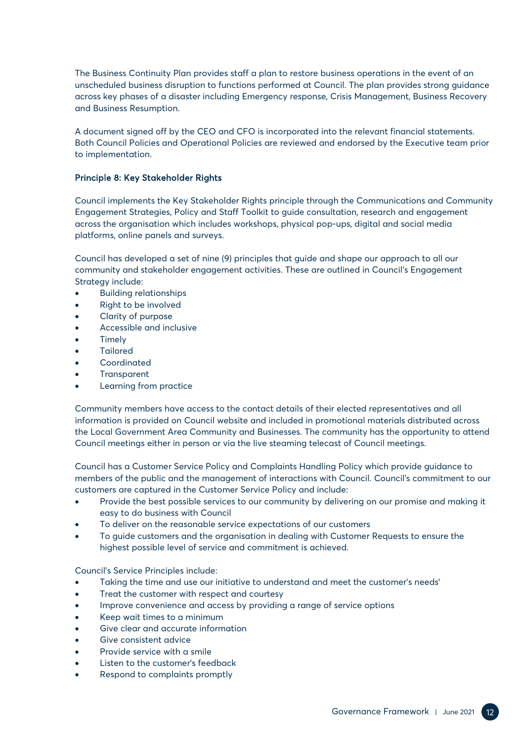The Business Continuity Plan provides staff a plan to restore business operations in the event of an unscheduled business disruption to functions performed at Council. The plan provides strong guidance across key phases of a disaster including Emergency response, Crisis Management, Business Recovery and Business Resumption.

A document signed off by the CEO and CFO is incorporated into the relevant financial statements. Both Council Policies and Operational Policies are reviewed and endorsed by the Executive team prior to implementation.

**Principle 8: Key Stakeholder Rights**

Council implements the Key Stakeholder Rights principle through the Communications and Community Engagement Strategies, Policy and Staff Toolkit to guide consultation, research and engagement across the organisation which includes workshops, physical pop-ups, digital and social media platforms, online panels and surveys.

Council has developed a set of nine (9) principles that guide and shape our approach to all our community and stakeholder engagement activities. These are outlined in Council's Engagement Strategy include:

- Building relationships
- Right to be involved
- Clarity of purpose
- Accessible and inclusive
- Timely
- Tailored
- Coordinated
- Transparent
- Learning from practice

Community members have access to the contact details of their elected representatives and all information is provided on Council website and included in promotional materials distributed across the Local Government Area Community and Businesses. The community has the opportunity to attend Council meetings either in person or via the live steaming telecast of Council meetings.

Council has a Customer Service Policy and Complaints Handling Policy which provide guidance to members of the public and the management of interactions with Council. Council's commitment to our customers are captured in the Customer Service Policy and include:

- Provide the best possible services to our community by delivering on our promise and making it easy to do business with Council
- To deliver on the reasonable service expectations of our customers
- To guide customers and the organisation in dealing with Customer Requests to ensure the highest possible level of service and commitment is achieved.

Council's Service Principles include:

- Taking the time and use our initiative to understand and meet the customer's needs'
- Treat the customer with respect and courtesy
- Improve convenience and access by providing a range of service options
- Keep wait times to a minimum
- Give clear and accurate information
- Give consistent advice
- Provide service with a smile
- Listen to the customer's feedback
- Respond to complaints promptly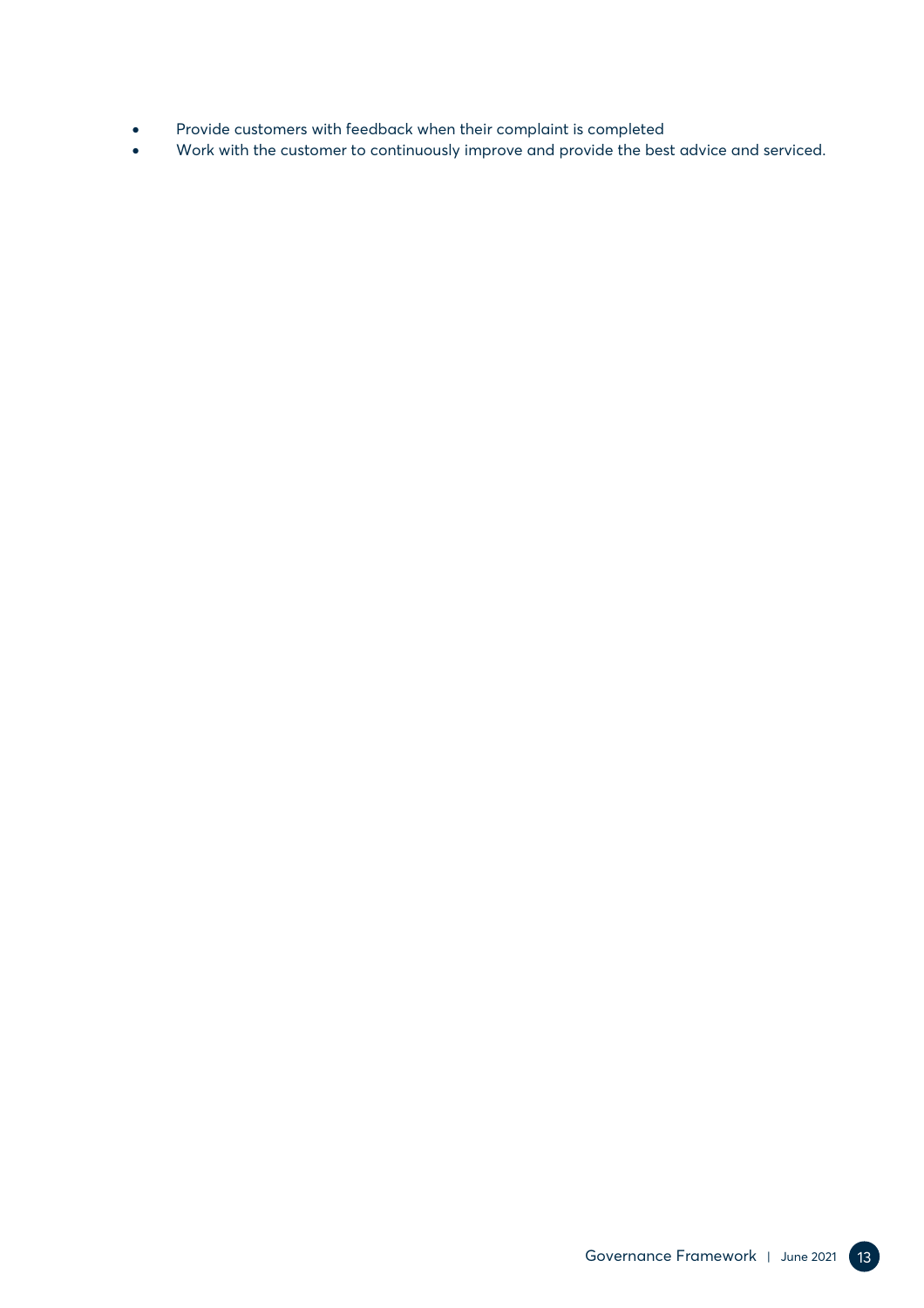- Provide customers with feedback when their complaint is completed
- Work with the customer to continuously improve and provide the best advice and serviced.